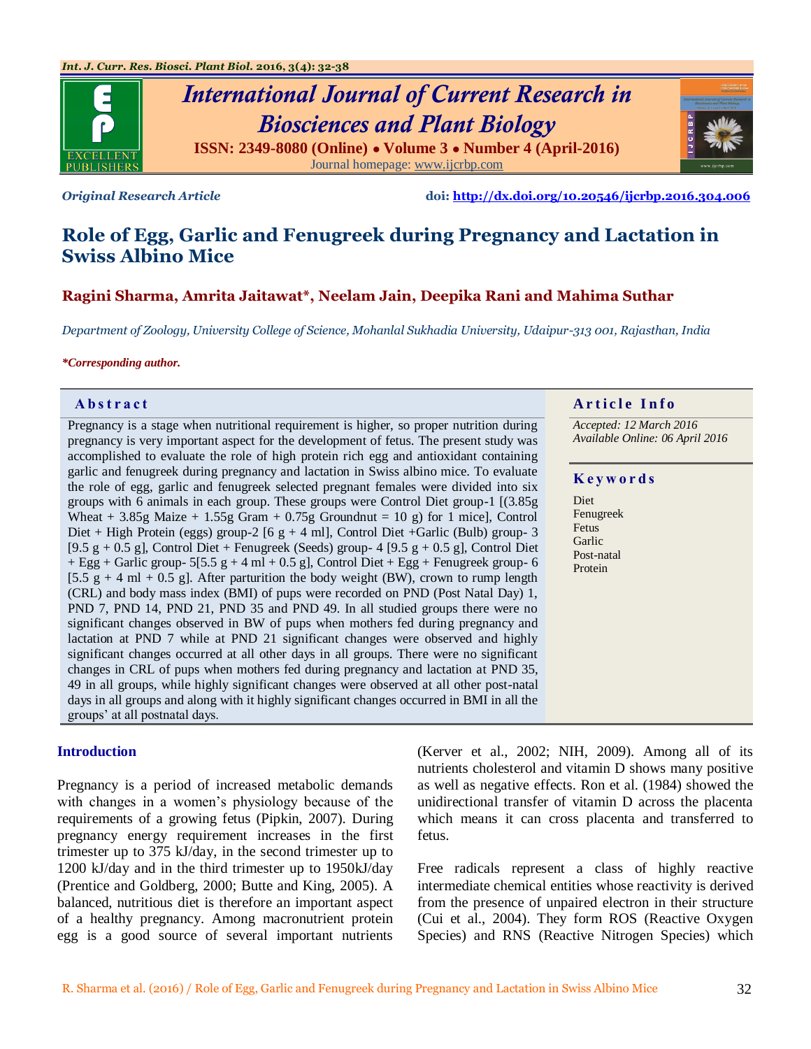*Original Research Article*

**doi:** http://dx.doi.org/10.20546/ijcrbp.2016.304.006

# Role of Egg, Garlic and Fenugreek during Pregnancy and Lactation in Swiss Albino Mice

**Ragini Sharma, Amrita Jaitawat*, Neelam Jain, Deepika Rani and Mahima Suthar**

*Department of Zoology, University College of Science, Mohanlal Sukhadia University, Udaipur-313 001, Rajasthan, India*

***Corresponding author.**

## Abstract

Pregnancy is a stage when nutritional requirement is higher, so proper nutrition during pregnancy is very important aspect for the development of fetus. The present study was accomplished to evaluate the role of high protein rich egg and antioxidant containing garlic and fenugreek during pregnancy and lactation in Swiss albino mice. To evaluate the role of egg, garlic and fenugreek selected pregnant females were divided into six groups with 6 animals in each group. These groups were Control Diet group-1 [(3.85g Wheat + 3.85g Maize + 1.55g Gram + 0.75g Groundnut = 10 g) for 1 mice], Control Diet + High Protein (eggs) group-2 [6 g + 4 ml], Control Diet +Garlic (Bulb) group- 3 [9.5 g + 0.5 g], Control Diet + Fenugreek (Seeds) group- 4 [9.5 g + 0.5 g], Control Diet + Egg + Garlic group- 5[5.5 g + 4 ml + 0.5 g], Control Diet + Egg + Fenugreek group- 6 [5.5 g + 4 ml + 0.5 g]. After parturition the body weight (BW), crown to rump length (CRL) and body mass index (BMI) of pups were recorded on PND (Post Natal Day) 1, PND 7, PND 14, PND 21, PND 35 and PND 49. In all studied groups there were no significant changes observed in BW of pups when mothers fed during pregnancy and lactation at PND 7 while at PND 21 significant changes were observed and highly significant changes occurred at all other days in all groups. There were no significant changes in CRL of pups when mothers fed during pregnancy and lactation at PND 35, 49 in all groups, while highly significant changes were observed at all other post-natal days in all groups and along with it highly significant changes occurred in BMI in all the groups' at all postnatal days.

## Article Info

*Accepted: 12 March 2016*
*Available Online: 06 April 2016*

## Keywords

Diet
Fenugreek
Fetus
Garlic
Post-natal
Protein

## Introduction

Pregnancy is a period of increased metabolic demands with changes in a women's physiology because of the requirements of a growing fetus (Pipkin, 2007). During pregnancy energy requirement increases in the first trimester up to 375 kJ/day, in the second trimester up to 1200 kJ/day and in the third trimester up to 1950kJ/day (Prentice and Goldberg, 2000; Butte and King, 2005). A balanced, nutritious diet is therefore an important aspect of a healthy pregnancy. Among macronutrient protein egg is a good source of several important nutrients (Kerver et al., 2002; NIH, 2009). Among all of its nutrients cholesterol and vitamin D shows many positive as well as negative effects. Ron et al. (1984) showed the unidirectional transfer of vitamin D across the placenta which means it can cross placenta and transferred to fetus.

Free radicals represent a class of highly reactive intermediate chemical entities whose reactivity is derived from the presence of unpaired electron in their structure (Cui et al., 2004). They form ROS (Reactive Oxygen Species) and RNS (Reactive Nitrogen Species) which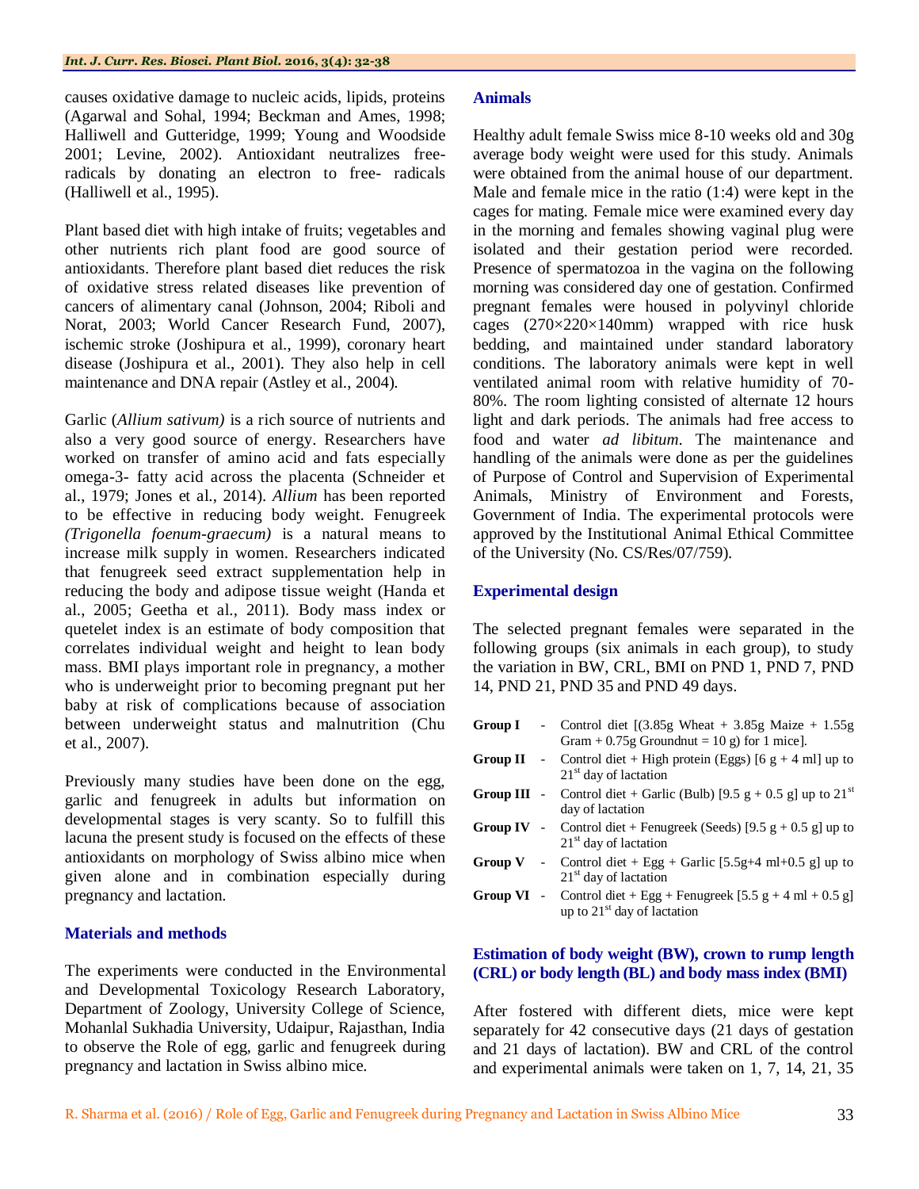causes oxidative damage to nucleic acids, lipids, proteins (Agarwal and Sohal, 1994; Beckman and Ames, 1998; Halliwell and Gutteridge, 1999; Young and Woodside 2001; Levine, 2002). Antioxidant neutralizes free-radicals by donating an electron to free- radicals (Halliwell et al., 1995).

Plant based diet with high intake of fruits; vegetables and other nutrients rich plant food are good source of antioxidants. Therefore plant based diet reduces the risk of oxidative stress related diseases like prevention of cancers of alimentary canal (Johnson, 2004; Riboli and Norat, 2003; World Cancer Research Fund, 2007), ischemic stroke (Joshipura et al., 1999), coronary heart disease (Joshipura et al., 2001). They also help in cell maintenance and DNA repair (Astley et al., 2004).

Garlic (*Allium sativum)* is a rich source of nutrients and also a very good source of energy. Researchers have worked on transfer of amino acid and fats especially omega-3- fatty acid across the placenta (Schneider et al., 1979; Jones et al., 2014). *Allium* has been reported to be effective in reducing body weight. Fenugreek *(Trigonella foenum-graecum)* is a natural means to increase milk supply in women. Researchers indicated that fenugreek seed extract supplementation help in reducing the body and adipose tissue weight (Handa et al., 2005; Geetha et al., 2011). Body mass index or quetelet index is an estimate of body composition that correlates individual weight and height to lean body mass. BMI plays important role in pregnancy, a mother who is underweight prior to becoming pregnant put her baby at risk of complications because of association between underweight status and malnutrition (Chu et al., 2007).

Previously many studies have been done on the egg, garlic and fenugreek in adults but information on developmental stages is very scanty. So to fulfill this lacuna the present study is focused on the effects of these antioxidants on morphology of Swiss albino mice when given alone and in combination especially during pregnancy and lactation.

## Materials and methods

The experiments were conducted in the Environmental and Developmental Toxicology Research Laboratory, Department of Zoology, University College of Science, Mohanlal Sukhadia University, Udaipur, Rajasthan, India to observe the Role of egg, garlic and fenugreek during pregnancy and lactation in Swiss albino mice.

### Animals

Healthy adult female Swiss mice 8-10 weeks old and 30g average body weight were used for this study. Animals were obtained from the animal house of our department. Male and female mice in the ratio (1:4) were kept in the cages for mating. Female mice were examined every day in the morning and females showing vaginal plug were isolated and their gestation period were recorded. Presence of spermatozoa in the vagina on the following morning was considered day one of gestation. Confirmed pregnant females were housed in polyvinyl chloride cages (270×220×140mm) wrapped with rice husk bedding, and maintained under standard laboratory conditions. The laboratory animals were kept in well ventilated animal room with relative humidity of 70-80%. The room lighting consisted of alternate 12 hours light and dark periods. The animals had free access to food and water *ad libitum*. The maintenance and handling of the animals were done as per the guidelines of Purpose of Control and Supervision of Experimental Animals, Ministry of Environment and Forests, Government of India. The experimental protocols were approved by the Institutional Animal Ethical Committee of the University (No. CS/Res/07/759).

### Experimental design

The selected pregnant females were separated in the following groups (six animals in each group), to study the variation in BW, CRL, BMI on PND 1, PND 7, PND 14, PND 21, PND 35 and PND 49 days.

- **Group I** - Control diet [(3.85g Wheat + 3.85g Maize + 1.55g Gram + 0.75g Groundnut = 10 g) for 1 mice].
- **Group II** - Control diet + High protein (Eggs) [6 g + 4 ml] up to 21st day of lactation
- **Group III** - Control diet + Garlic (Bulb) [9.5 g + 0.5 g] up to 21st day of lactation
- **Group IV** - Control diet + Fenugreek (Seeds) [9.5 g + 0.5 g] up to 21st day of lactation
- **Group V** - Control diet + Egg + Garlic [5.5g+4 ml+0.5 g] up to 21st day of lactation
- **Group VI** - Control diet + Egg + Fenugreek [5.5 g + 4 ml + 0.5 g] up to 21st day of lactation

### Estimation of body weight (BW), crown to rump length (CRL) or body length (BL) and body mass index (BMI)

After fostered with different diets, mice were kept separately for 42 consecutive days (21 days of gestation and 21 days of lactation). BW and CRL of the control and experimental animals were taken on 1, 7, 14, 21, 35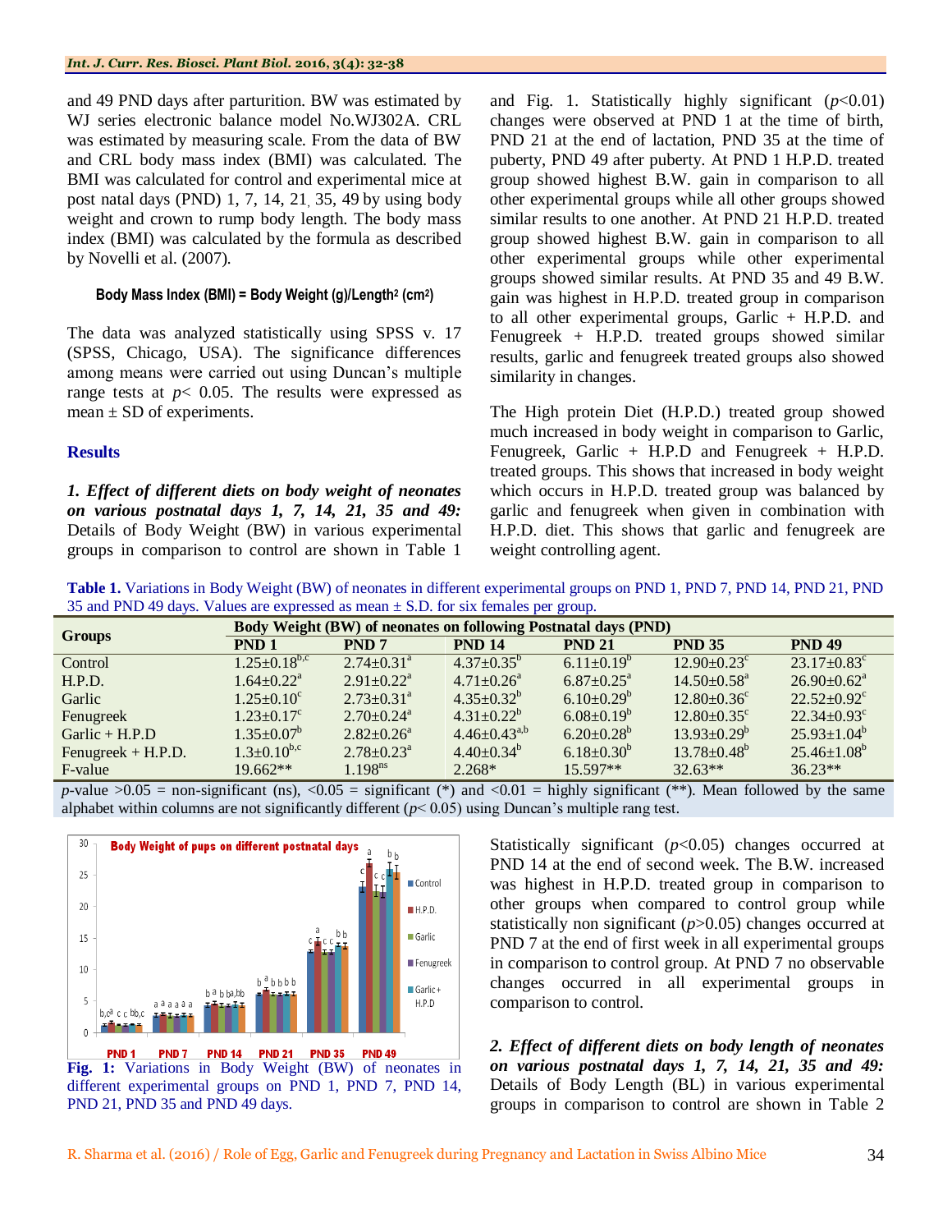and 49 PND days after parturition. BW was estimated by WJ series electronic balance model No.WJ302A. CRL was estimated by measuring scale. From the data of BW and CRL body mass index (BMI) was calculated. The BMI was calculated for control and experimental mice at post natal days (PND) 1, 7, 14, 21, 35, 49 by using body weight and crown to rump body length. The body mass index (BMI) was calculated by the formula as described by Novelli et al. (2007).

**Body Mass Index (BMI) = Body Weight (g)/Length$^2$ (cm$^2$)**

The data was analyzed statistically using SPSS v. 17 (SPSS, Chicago, USA). The significance differences among means were carried out using Duncan's multiple range tests at $p < 0.05$. The results were expressed as mean ± SD of experiments.

## Results

***1. Effect of different diets on body weight of neonates on various postnatal days 1, 7, 14, 21, 35 and 49:*** Details of Body Weight (BW) in various experimental groups in comparison to control are shown in Table 1 and Fig. 1. Statistically highly significant ($p$<0.01) changes were observed at PND 1 at the time of birth, PND 21 at the end of lactation, PND 35 at the time of puberty, PND 49 after puberty. At PND 1 H.P.D. treated group showed highest B.W. gain in comparison to all other experimental groups while all other groups showed similar results to one another. At PND 21 H.P.D. treated group showed highest B.W. gain in comparison to all other experimental groups while other experimental groups showed similar results. At PND 35 and 49 B.W. gain was highest in H.P.D. treated group in comparison to all other experimental groups, Garlic + H.P.D. and Fenugreek + H.P.D. treated groups showed similar results, garlic and fenugreek treated groups also showed similarity in changes.

The High protein Diet (H.P.D.) treated group showed much increased in body weight in comparison to Garlic, Fenugreek, Garlic + H.P.D and Fenugreek + H.P.D. treated groups. This shows that increased in body weight which occurs in H.P.D. treated group was balanced by garlic and fenugreek when given in combination with H.P.D. diet. This shows that garlic and fenugreek are weight controlling agent.

**Table 1.** Variations in Body Weight (BW) of neonates in different experimental groups on PND 1, PND 7, PND 14, PND 21, PND 35 and PND 49 days. Values are expressed as mean ± S.D. for six females per group.

| Groups | Body Weight (BW) of neonates on following Postnatal days (PND) | | | | | |
|---|---|---|---|---|---|---|
| | **PND 1** | **PND 7** | **PND 14** | **PND 21** | **PND 35** | **PND 49** |
| Control | 1.25±0.18$^{b,c}$ | 2.74±0.31$^{a}$ | 4.37±0.35$^{b}$ | 6.11±0.19$^{b}$ | 12.90±0.23$^{c}$ | 23.17±0.83$^{c}$ |
| H.P.D. | 1.64±0.22$^{a}$ | 2.91±0.22$^{a}$ | 4.71±0.26$^{a}$ | 6.87±0.25$^{a}$ | 14.50±0.58$^{a}$ | 26.90±0.62$^{a}$ |
| Garlic | 1.25±0.10$^{c}$ | 2.73±0.31$^{a}$ | 4.35±0.32$^{b}$ | 6.10±0.29$^{b}$ | 12.80±0.36$^{c}$ | 22.52±0.92$^{c}$ |
| Fenugreek | 1.23±0.17$^{c}$ | 2.70±0.24$^{a}$ | 4.31±0.22$^{b}$ | 6.08±0.19$^{b}$ | 12.80±0.35$^{c}$ | 22.34±0.93$^{c}$ |
| Garlic + H.P.D | 1.35±0.07$^{b}$ | 2.82±0.26$^{a}$ | 4.46±0.43$^{a,b}$ | 6.20±0.28$^{b}$ | 13.93±0.29$^{b}$ | 25.93±1.04$^{b}$ |
| Fenugreek + H.P.D. | 1.3±0.10$^{b,c}$ | 2.78±0.23$^{a}$ | 4.40±0.34$^{b}$ | 6.18±0.30$^{b}$ | 13.78±0.48$^{b}$ | 25.46±1.08$^{b}$ |
| F-value | 19.662** | 1.198$^{ns}$ | 2.268* | 15.597** | 32.63** | 36.23** |

$p$-value >0.05 = non-significant (ns), <0.05 = significant (*) and <0.01 = highly significant (**). Mean followed by the same alphabet within columns are not significantly different ($p$< 0.05) using Duncan's multiple rang test.

**Fig. 1:** Variations in Body Weight (BW) of neonates in different experimental groups on PND 1, PND 7, PND 14, PND 21, PND 35 and PND 49 days.

Statistically significant ($p$<0.05) changes occurred at PND 14 at the end of second week. The B.W. increased was highest in H.P.D. treated group in comparison to other groups when compared to control group while statistically non significant ($p$>0.05) changes occurred at PND 7 at the end of first week in all experimental groups in comparison to control group. At PND 7 no observable changes occurred in all experimental groups in comparison to control.

***2. Effect of different diets on body length of neonates on various postnatal days 1, 7, 14, 21, 35 and 49:*** Details of Body Length (BL) in various experimental groups in comparison to control are shown in Table 2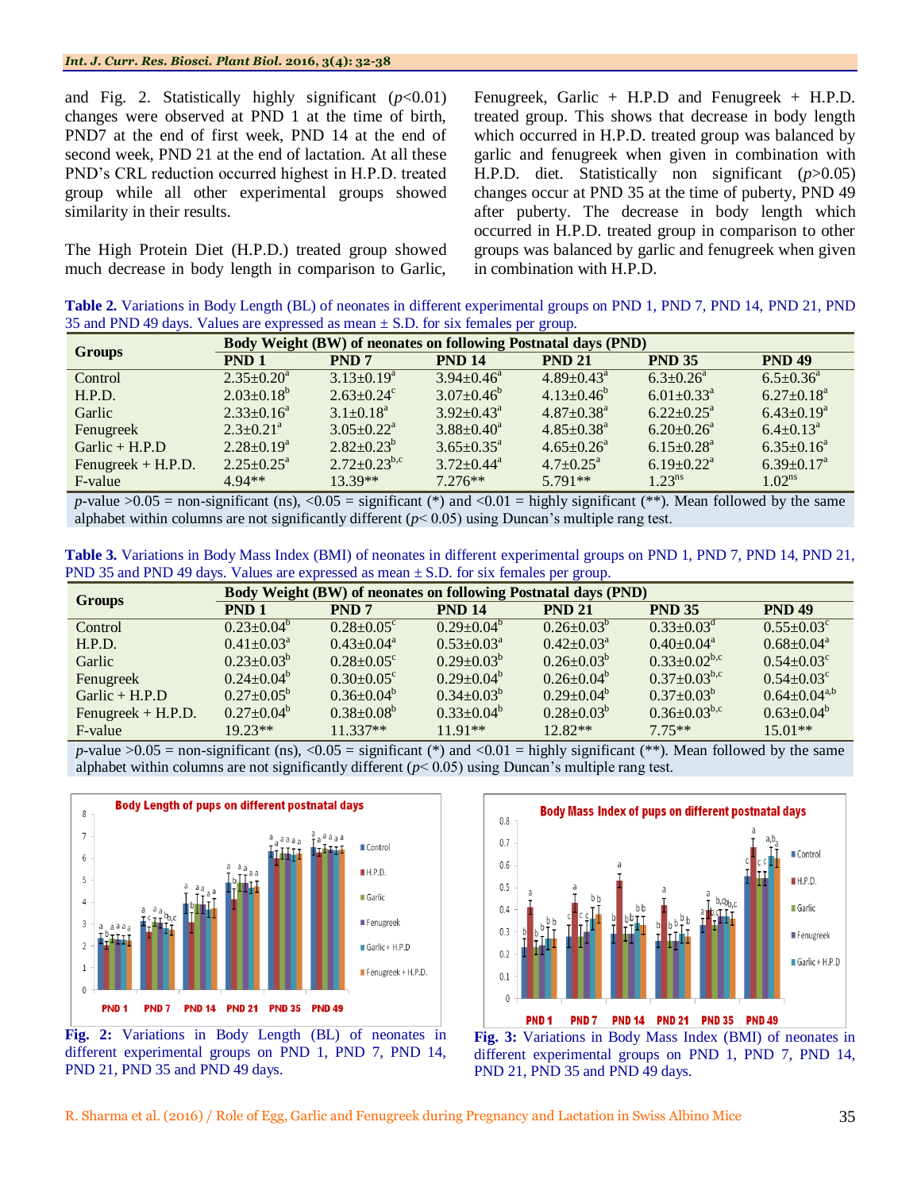and Fig. 2. Statistically highly significant ($p$<0.01) changes were observed at PND 1 at the time of birth, PND7 at the end of first week, PND 14 at the end of second week, PND 21 at the end of lactation. At all these PND's CRL reduction occurred highest in H.P.D. treated group while all other experimental groups showed similarity in their results.

The High Protein Diet (H.P.D.) treated group showed much decrease in body length in comparison to Garlic, Fenugreek, Garlic + H.P.D and Fenugreek + H.P.D. treated group. This shows that decrease in body length which occurred in H.P.D. treated group was balanced by garlic and fenugreek when given in combination with H.P.D. diet. Statistically non significant ($p$>0.05) changes occur at PND 35 at the time of puberty, PND 49 after puberty. The decrease in body length which occurred in H.P.D. treated group in comparison to other groups was balanced by garlic and fenugreek when given in combination with H.P.D.

**Table 2.** Variations in Body Length (BL) of neonates in different experimental groups on PND 1, PND 7, PND 14, PND 21, PND 35 and PND 49 days. Values are expressed as mean ± S.D. for six females per group.

| Groups | Body Weight (BW) of neonates on following Postnatal days (PND) | | | | | |
|---|---|---|---|---|---|---|
| | PND 1 | PND 7 | PND 14 | PND 21 | PND 35 | PND 49 |
| Control | 2.35±0.20[a] | 3.13±0.19[a] | 3.94±0.46[a] | 4.89±0.43[a] | 6.3±0.26[a] | 6.5±0.36[a] |
| H.P.D. | 2.03±0.18[b] | 2.63±0.24[c] | 3.07±0.46[b] | 4.13±0.46[b] | 6.01±0.33[a] | 6.27±0.18[a] |
| Garlic | 2.33±0.16[a] | 3.1±0.18[a] | 3.92±0.43[a] | 4.87±0.38[a] | 6.22±0.25[a] | 6.43±0.19[a] |
| Fenugreek | 2.3±0.21[a] | 3.05±0.22[a] | 3.88±0.40[a] | 4.85±0.38[a] | 6.20±0.26[a] | 6.4±0.13[a] |
| Garlic + H.P.D | 2.28±0.19[a] | 2.82±0.23[b] | 3.65±0.35[a] | 4.65±0.26[a] | 6.15±0.28[a] | 6.35±0.16[a] |
| Fenugreek + H.P.D. | 2.25±0.25[a] | 2.72±0.23[b,c] | 3.72±0.44[a] | 4.7±0.25[a] | 6.19±0.22[a] | 6.39±0.17[a] |
| F-value | 4.94** | 13.39** | 7.276** | 5.791** | 1.23[ns] | 1.02[ns] |

$p$-value >0.05 = non-significant (ns), <0.05 = significant (*) and <0.01 = highly significant (**). Mean followed by the same alphabet within columns are not significantly different ($p$< 0.05) using Duncan's multiple rang test.

**Table 3.** Variations in Body Mass Index (BMI) of neonates in different experimental groups on PND 1, PND 7, PND 14, PND 21, PND 35 and PND 49 days. Values are expressed as mean ± S.D. for six females per group.

| Groups | Body Weight (BW) of neonates on following Postnatal days (PND) | | | | | |
|---|---|---|---|---|---|---|
| | PND 1 | PND 7 | PND 14 | PND 21 | PND 35 | PND 49 |
| Control | 0.23±0.04[b] | 0.28±0.05[c] | 0.29±0.04[b] | 0.26±0.03[b] | 0.33±0.03[d] | 0.55±0.03[c] |
| H.P.D. | 0.41±0.03[a] | 0.43±0.04[a] | 0.53±0.03[a] | 0.42±0.03[a] | 0.40±0.04[a] | 0.68±0.04[a] |
| Garlic | 0.23±0.03[b] | 0.28±0.05[c] | 0.29±0.03[b] | 0.26±0.03[b] | 0.33±0.02[b,c] | 0.54±0.03[c] |
| Fenugreek | 0.24±0.04[b] | 0.30±0.05[c] | 0.29±0.04[b] | 0.26±0.04[b] | 0.37±0.03[b,c] | 0.54±0.03[c] |
| Garlic + H.P.D | 0.27±0.05[b] | 0.36±0.04[b] | 0.34±0.03[b] | 0.29±0.04[b] | 0.37±0.03[b] | 0.64±0.04[a,b] |
| Fenugreek + H.P.D. | 0.27±0.04[b] | 0.38±0.08[b] | 0.33±0.04[b] | 0.28±0.03[b] | 0.36±0.03[b,c] | 0.63±0.04[b] |
| F-value | 19.23** | 11.337** | 11.91** | 12.82** | 7.75** | 15.01** |

$p$-value >0.05 = non-significant (ns), <0.05 = significant (*) and <0.01 = highly significant (**). Mean followed by the same alphabet within columns are not significantly different ($p$< 0.05) using Duncan's multiple rang test.

**Fig. 2:** Variations in Body Length (BL) of neonates in different experimental groups on PND 1, PND 7, PND 14, PND 21, PND 35 and PND 49 days.

**Fig. 3:** Variations in Body Mass Index (BMI) of neonates in different experimental groups on PND 1, PND 7, PND 14, PND 21, PND 35 and PND 49 days.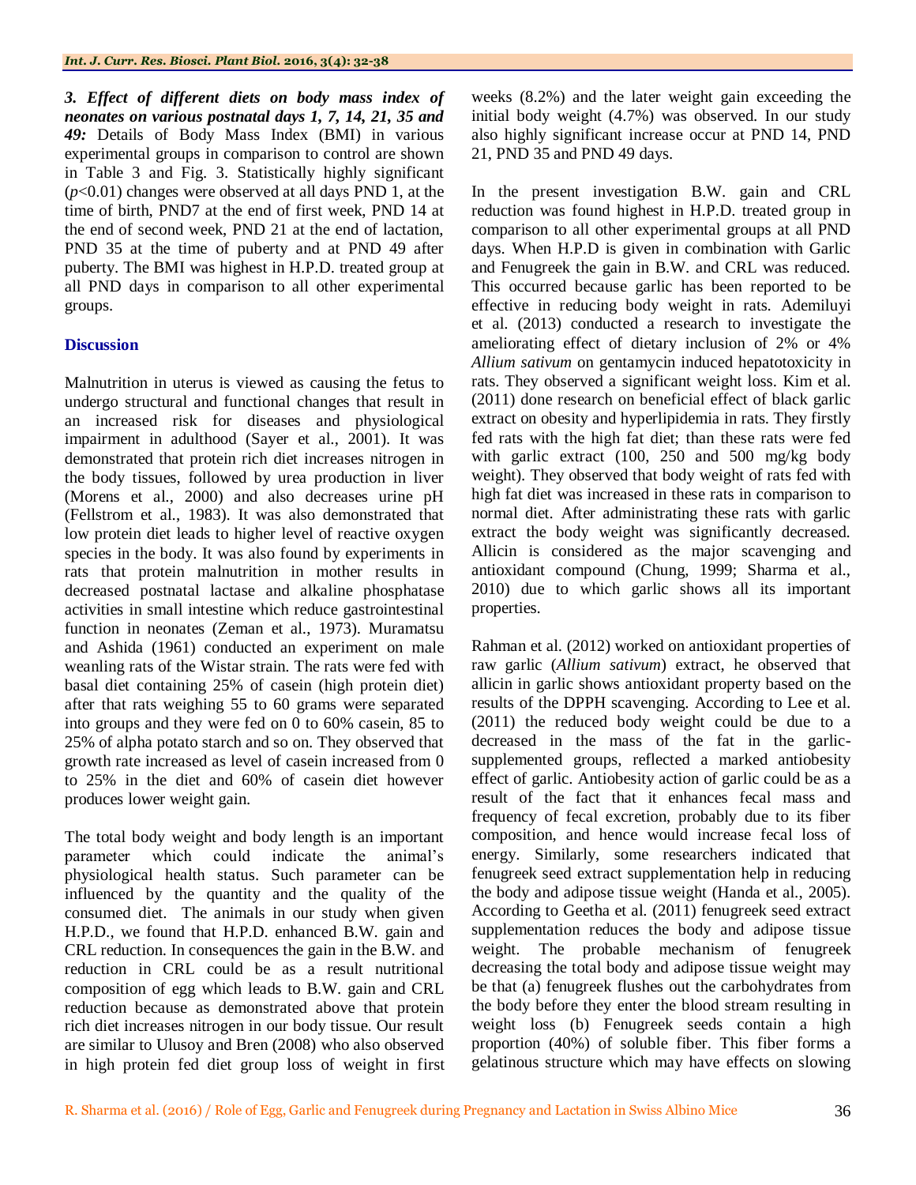***3. Effect of different diets on body mass index of neonates on various postnatal days 1, 7, 14, 21, 35 and 49:*** Details of Body Mass Index (BMI) in various experimental groups in comparison to control are shown in Table 3 and Fig. 3. Statistically highly significant ($p$<0.01) changes were observed at all days PND 1, at the time of birth, PND7 at the end of first week, PND 14 at the end of second week, PND 21 at the end of lactation, PND 35 at the time of puberty and at PND 49 after puberty. The BMI was highest in H.P.D. treated group at all PND days in comparison to all other experimental groups.

## Discussion

Malnutrition in uterus is viewed as causing the fetus to undergo structural and functional changes that result in an increased risk for diseases and physiological impairment in adulthood (Sayer et al., 2001). It was demonstrated that protein rich diet increases nitrogen in the body tissues, followed by urea production in liver (Morens et al., 2000) and also decreases urine pH (Fellstrom et al., 1983). It was also demonstrated that low protein diet leads to higher level of reactive oxygen species in the body. It was also found by experiments in rats that protein malnutrition in mother results in decreased postnatal lactase and alkaline phosphatase activities in small intestine which reduce gastrointestinal function in neonates (Zeman et al., 1973). Muramatsu and Ashida (1961) conducted an experiment on male weanling rats of the Wistar strain. The rats were fed with basal diet containing 25% of casein (high protein diet) after that rats weighing 55 to 60 grams were separated into groups and they were fed on 0 to 60% casein, 85 to 25% of alpha potato starch and so on. They observed that growth rate increased as level of casein increased from 0 to 25% in the diet and 60% of casein diet however produces lower weight gain.

The total body weight and body length is an important parameter which could indicate the animal's physiological health status. Such parameter can be influenced by the quantity and the quality of the consumed diet. The animals in our study when given H.P.D., we found that H.P.D. enhanced B.W. gain and CRL reduction. In consequences the gain in the B.W. and reduction in CRL could be as a result nutritional composition of egg which leads to B.W. gain and CRL reduction because as demonstrated above that protein rich diet increases nitrogen in our body tissue. Our result are similar to Ulusoy and Bren (2008) who also observed in high protein fed diet group loss of weight in first weeks (8.2%) and the later weight gain exceeding the initial body weight (4.7%) was observed. In our study also highly significant increase occur at PND 14, PND 21, PND 35 and PND 49 days.

In the present investigation B.W. gain and CRL reduction was found highest in H.P.D. treated group in comparison to all other experimental groups at all PND days. When H.P.D is given in combination with Garlic and Fenugreek the gain in B.W. and CRL was reduced. This occurred because garlic has been reported to be effective in reducing body weight in rats. Ademiluyi et al. (2013) conducted a research to investigate the ameliorating effect of dietary inclusion of 2% or 4% *Allium sativum* on gentamycin induced hepatotoxicity in rats. They observed a significant weight loss. Kim et al. (2011) done research on beneficial effect of black garlic extract on obesity and hyperlipidemia in rats. They firstly fed rats with the high fat diet; than these rats were fed with garlic extract (100, 250 and 500 mg/kg body weight). They observed that body weight of rats fed with high fat diet was increased in these rats in comparison to normal diet. After administrating these rats with garlic extract the body weight was significantly decreased. Allicin is considered as the major scavenging and antioxidant compound (Chung, 1999; Sharma et al., 2010) due to which garlic shows all its important properties.

Rahman et al. (2012) worked on antioxidant properties of raw garlic (*Allium sativum*) extract, he observed that allicin in garlic shows antioxidant property based on the results of the DPPH scavenging. According to Lee et al. (2011) the reduced body weight could be due to a decreased in the mass of the fat in the garlic-supplemented groups, reflected a marked antiobesity effect of garlic. Antiobesity action of garlic could be as a result of the fact that it enhances fecal mass and frequency of fecal excretion, probably due to its fiber composition, and hence would increase fecal loss of energy. Similarly, some researchers indicated that fenugreek seed extract supplementation help in reducing the body and adipose tissue weight (Handa et al., 2005). According to Geetha et al. (2011) fenugreek seed extract supplementation reduces the body and adipose tissue weight. The probable mechanism of fenugreek decreasing the total body and adipose tissue weight may be that (a) fenugreek flushes out the carbohydrates from the body before they enter the blood stream resulting in weight loss (b) Fenugreek seeds contain a high proportion (40%) of soluble fiber. This fiber forms a gelatinous structure which may have effects on slowing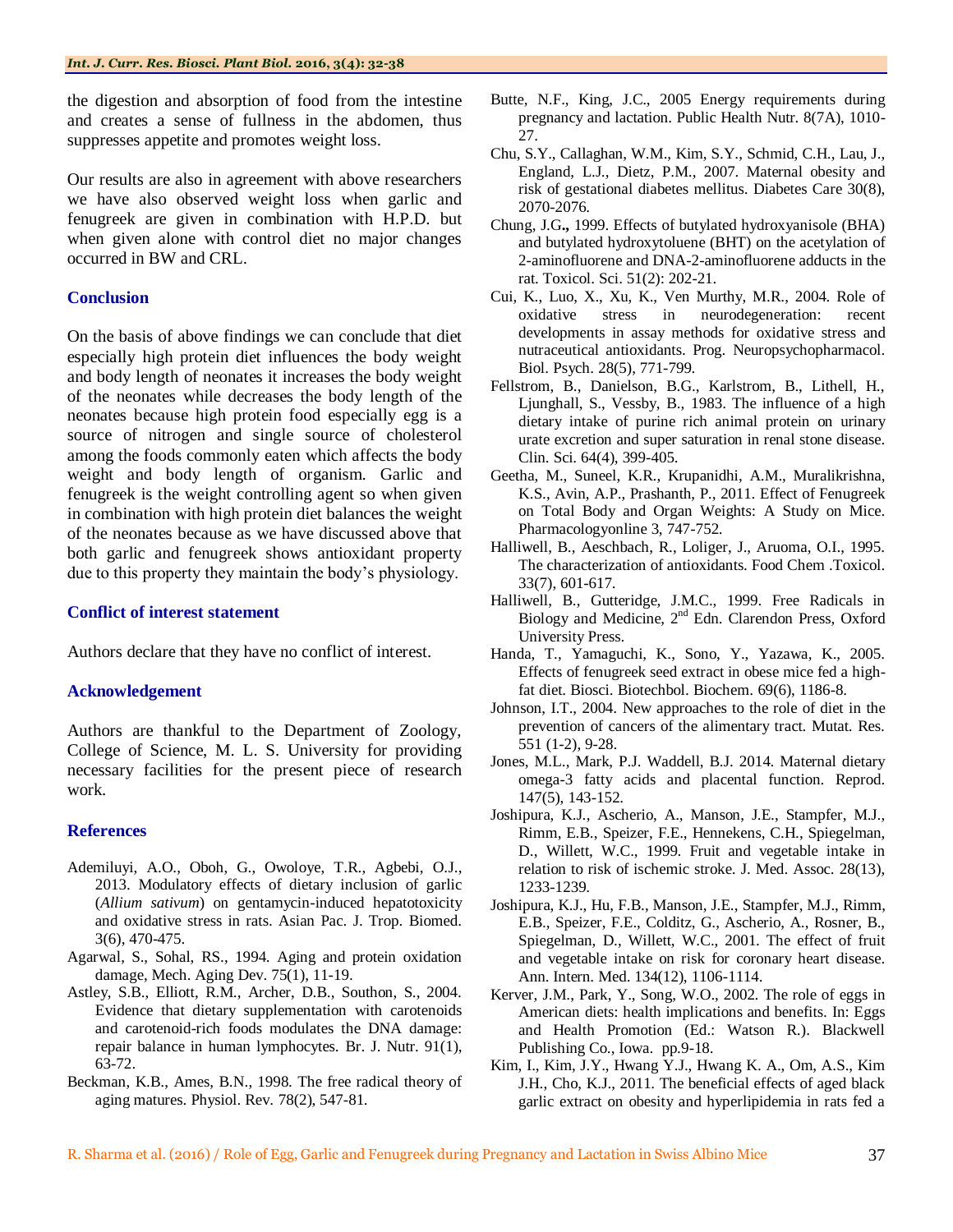the digestion and absorption of food from the intestine and creates a sense of fullness in the abdomen, thus suppresses appetite and promotes weight loss.

Our results are also in agreement with above researchers we have also observed weight loss when garlic and fenugreek are given in combination with H.P.D. but when given alone with control diet no major changes occurred in BW and CRL.

## Conclusion

On the basis of above findings we can conclude that diet especially high protein diet influences the body weight and body length of neonates it increases the body weight of the neonates while decreases the body length of the neonates because high protein food especially egg is a source of nitrogen and single source of cholesterol among the foods commonly eaten which affects the body weight and body length of organism. Garlic and fenugreek is the weight controlling agent so when given in combination with high protein diet balances the weight of the neonates because as we have discussed above that both garlic and fenugreek shows antioxidant property due to this property they maintain the body's physiology.

## Conflict of interest statement

Authors declare that they have no conflict of interest.

## Acknowledgement

Authors are thankful to the Department of Zoology, College of Science, M. L. S. University for providing necessary facilities for the present piece of research work.

## References

Ademiluyi, A.O., Oboh, G., Owoloye, T.R., Agbebi, O.J., 2013. Modulatory effects of dietary inclusion of garlic (*Allium sativum*) on gentamycin-induced hepatotoxicity and oxidative stress in rats. Asian Pac. J. Trop. Biomed. 3(6), 470-475.

Agarwal, S., Sohal, RS., 1994. Aging and protein oxidation damage, Mech. Aging Dev. 75(1), 11-19.

Astley, S.B., Elliott, R.M., Archer, D.B., Southon, S., 2004. Evidence that dietary supplementation with carotenoids and carotenoid-rich foods modulates the DNA damage: repair balance in human lymphocytes. Br. J. Nutr. 91(1), 63-72.

Beckman, K.B., Ames, B.N., 1998. The free radical theory of aging matures. Physiol. Rev. 78(2), 547-81.

Butte, N.F., King, J.C., 2005 Energy requirements during pregnancy and lactation. Public Health Nutr. 8(7A), 1010-27.

Chu, S.Y., Callaghan, W.M., Kim, S.Y., Schmid, C.H., Lau, J., England, L.J., Dietz, P.M., 2007. Maternal obesity and risk of gestational diabetes mellitus. Diabetes Care 30(8), 2070-2076.

Chung, J.G**.,** 1999. Effects of butylated hydroxyanisole (BHA) and butylated hydroxytoluene (BHT) on the acetylation of 2-aminofluorene and DNA-2-aminofluorene adducts in the rat. Toxicol. Sci. 51(2): 202-21.

Cui, K., Luo, X., Xu, K., Ven Murthy, M.R., 2004. Role of oxidative stress in neurodegeneration: recent developments in assay methods for oxidative stress and nutraceutical antioxidants. Prog. Neuropsychopharmacol. Biol. Psych. 28(5), 771-799.

Fellstrom, B., Danielson, B.G., Karlstrom, B., Lithell, H., Ljunghall, S., Vessby, B., 1983. The influence of a high dietary intake of purine rich animal protein on urinary urate excretion and super saturation in renal stone disease. Clin. Sci. 64(4), 399-405.

Geetha, M., Suneel, K.R., Krupanidhi, A.M., Muralikrishna, K.S., Avin, A.P., Prashanth, P., 2011. Effect of Fenugreek on Total Body and Organ Weights: A Study on Mice. Pharmacologyonline 3, 747-752.

Halliwell, B., Aeschbach, R., Loliger, J., Aruoma, O.I., 1995. The characterization of antioxidants. Food Chem .Toxicol. 33(7), 601-617.

Halliwell, B., Gutteridge, J.M.C., 1999. Free Radicals in Biology and Medicine, 2nd Edn. Clarendon Press, Oxford University Press.

Handa, T., Yamaguchi, K., Sono, Y., Yazawa, K., 2005. Effects of fenugreek seed extract in obese mice fed a high-fat diet. Biosci. Biotechbol. Biochem. 69(6), 1186-8.

Johnson, I.T., 2004. New approaches to the role of diet in the prevention of cancers of the alimentary tract. Mutat. Res. 551 (1-2), 9-28.

Jones, M.L., Mark, P.J. Waddell, B.J. 2014. Maternal dietary omega-3 fatty acids and placental function. Reprod. 147(5), 143-152.

Joshipura, K.J., Ascherio, A., Manson, J.E., Stampfer, M.J., Rimm, E.B., Speizer, F.E., Hennekens, C.H., Spiegelman, D., Willett, W.C., 1999. Fruit and vegetable intake in relation to risk of ischemic stroke. J. Med. Assoc. 28(13), 1233-1239.

Joshipura, K.J., Hu, F.B., Manson, J.E., Stampfer, M.J., Rimm, E.B., Speizer, F.E., Colditz, G., Ascherio, A., Rosner, B., Spiegelman, D., Willett, W.C., 2001. The effect of fruit and vegetable intake on risk for coronary heart disease. Ann. Intern. Med. 134(12), 1106-1114.

Kerver, J.M., Park, Y., Song, W.O., 2002. The role of eggs in American diets: health implications and benefits. In: Eggs and Health Promotion (Ed.: Watson R.). Blackwell Publishing Co., Iowa. pp.9-18.

Kim, I., Kim, J.Y., Hwang Y.J., Hwang K. A., Om, A.S., Kim J.H., Cho, K.J., 2011. The beneficial effects of aged black garlic extract on obesity and hyperlipidemia in rats fed a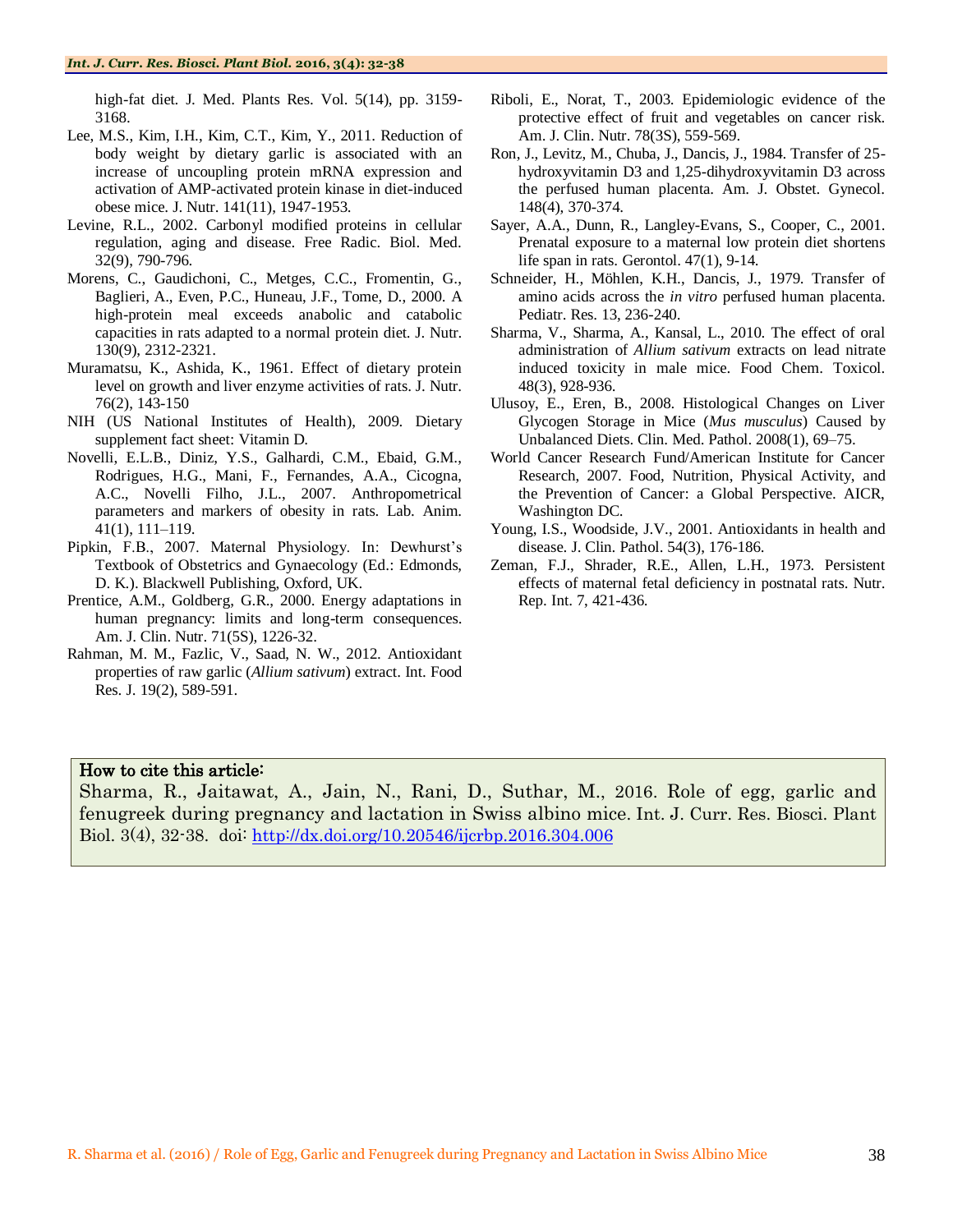high-fat diet. J. Med. Plants Res. Vol. 5(14), pp. 3159-3168.

Lee, M.S., Kim, I.H., Kim, C.T., Kim, Y., 2011. Reduction of body weight by dietary garlic is associated with an increase of uncoupling protein mRNA expression and activation of AMP-activated protein kinase in diet-induced obese mice. J. Nutr. 141(11), 1947-1953.

Levine, R.L., 2002. Carbonyl modified proteins in cellular regulation, aging and disease. Free Radic. Biol. Med. 32(9), 790-796.

Morens, C., Gaudichoni, C., Metges, C.C., Fromentin, G., Baglieri, A., Even, P.C., Huneau, J.F., Tome, D., 2000. A high-protein meal exceeds anabolic and catabolic capacities in rats adapted to a normal protein diet. J. Nutr. 130(9), 2312-2321.

Muramatsu, K., Ashida, K., 1961. Effect of dietary protein level on growth and liver enzyme activities of rats. J. Nutr. 76(2), 143-150

NIH (US National Institutes of Health), 2009. Dietary supplement fact sheet: Vitamin D.

Novelli, E.L.B., Diniz, Y.S., Galhardi, C.M., Ebaid, G.M., Rodrigues, H.G., Mani, F., Fernandes, A.A., Cicogna, A.C., Novelli Filho, J.L., 2007. Anthropometrical parameters and markers of obesity in rats. Lab. Anim. 41(1), 111–119.

Pipkin, F.B., 2007. Maternal Physiology. In: Dewhurst's Textbook of Obstetrics and Gynaecology (Ed.: Edmonds, D. K.). Blackwell Publishing, Oxford, UK.

Prentice, A.M., Goldberg, G.R., 2000. Energy adaptations in human pregnancy: limits and long-term consequences. Am. J. Clin. Nutr. 71(5S), 1226-32.

Rahman, M. M., Fazlic, V., Saad, N. W., 2012. Antioxidant properties of raw garlic (*Allium sativum*) extract. Int. Food Res. J. 19(2), 589-591.

Riboli, E., Norat, T., 2003. Epidemiologic evidence of the protective effect of fruit and vegetables on cancer risk. Am. J. Clin. Nutr. 78(3S), 559-569.

Ron, J., Levitz, M., Chuba, J., Dancis, J., 1984. Transfer of 25-hydroxyvitamin D3 and 1,25-dihydroxyvitamin D3 across the perfused human placenta. Am. J. Obstet. Gynecol. 148(4), 370-374.

Sayer, A.A., Dunn, R., Langley-Evans, S., Cooper, C., 2001. Prenatal exposure to a maternal low protein diet shortens life span in rats. Gerontol. 47(1), 9-14.

Schneider, H., Möhlen, K.H., Dancis, J., 1979. Transfer of amino acids across the *in vitro* perfused human placenta. Pediatr. Res. 13, 236-240.

Sharma, V., Sharma, A., Kansal, L., 2010. The effect of oral administration of *Allium sativum* extracts on lead nitrate induced toxicity in male mice. Food Chem. Toxicol. 48(3), 928-936.

Ulusoy, E., Eren, B., 2008. Histological Changes on Liver Glycogen Storage in Mice (*Mus musculus*) Caused by Unbalanced Diets. Clin. Med. Pathol. 2008(1), 69–75.

World Cancer Research Fund/American Institute for Cancer Research, 2007. Food, Nutrition, Physical Activity, and the Prevention of Cancer: a Global Perspective. AICR, Washington DC.

Young, I.S., Woodside, J.V., 2001. Antioxidants in health and disease. J. Clin. Pathol. 54(3), 176-186.

Zeman, F.J., Shrader, R.E., Allen, L.H., 1973. Persistent effects of maternal fetal deficiency in postnatal rats. Nutr. Rep. Int. 7, 421-436.

**How to cite this article:**

Sharma, R., Jaitawat, A., Jain, N., Rani, D., Suthar, M., 2016. Role of egg, garlic and fenugreek during pregnancy and lactation in Swiss albino mice. Int. J. Curr. Res. Biosci. Plant Biol. 3(4), 32-38. doi: http://dx.doi.org/10.20546/ijcrbp.2016.304.006